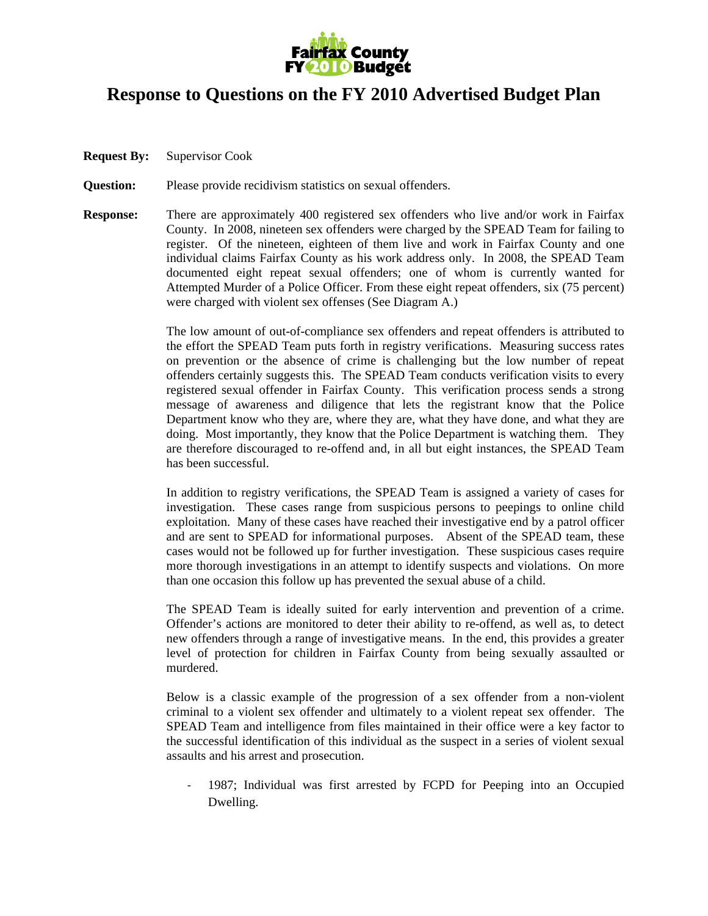Fairfax County FY 2010 Budget

# Response to Questions on the FY 2010 Advertised Budget Plan

**Request By:** Supervisor Cook

**Question:** Please provide recidivism statistics on sexual offenders.

**Response:** There are approximately 400 registered sex offenders who live and/or work in Fairfax County. In 2008, nineteen sex offenders were charged by the SPEAD Team for failing to register. Of the nineteen, eighteen of them live and work in Fairfax County and one individual claims Fairfax County as his work address only. In 2008, the SPEAD Team documented eight repeat sexual offenders; one of whom is currently wanted for Attempted Murder of a Police Officer. From these eight repeat offenders, six (75 percent) were charged with violent sex offenses (See Diagram A.)

The low amount of out-of-compliance sex offenders and repeat offenders is attributed to the effort the SPEAD Team puts forth in registry verifications. Measuring success rates on prevention or the absence of crime is challenging but the low number of repeat offenders certainly suggests this. The SPEAD Team conducts verification visits to every registered sexual offender in Fairfax County. This verification process sends a strong message of awareness and diligence that lets the registrant know that the Police Department know who they are, where they are, what they have done, and what they are doing. Most importantly, they know that the Police Department is watching them. They are therefore discouraged to re-offend and, in all but eight instances, the SPEAD Team has been successful.

In addition to registry verifications, the SPEAD Team is assigned a variety of cases for investigation. These cases range from suspicious persons to peepings to online child exploitation. Many of these cases have reached their investigative end by a patrol officer and are sent to SPEAD for informational purposes. Absent of the SPEAD team, these cases would not be followed up for further investigation. These suspicious cases require more thorough investigations in an attempt to identify suspects and violations. On more than one occasion this follow up has prevented the sexual abuse of a child.

The SPEAD Team is ideally suited for early intervention and prevention of a crime. Offender's actions are monitored to deter their ability to re-offend, as well as, to detect new offenders through a range of investigative means. In the end, this provides a greater level of protection for children in Fairfax County from being sexually assaulted or murdered.

Below is a classic example of the progression of a sex offender from a non-violent criminal to a violent sex offender and ultimately to a violent repeat sex offender. The SPEAD Team and intelligence from files maintained in their office were a key factor to the successful identification of this individual as the suspect in a series of violent sexual assaults and his arrest and prosecution.

- 1987; Individual was first arrested by FCPD for Peeping into an Occupied Dwelling.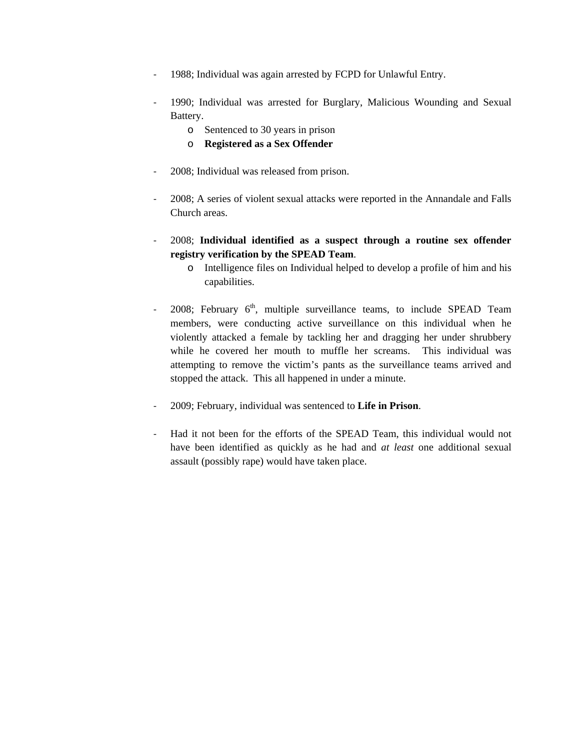- 1988; Individual was again arrested by FCPD for Unlawful Entry.

- 1990; Individual was arrested for Burglary, Malicious Wounding and Sexual Battery.
  - Sentenced to 30 years in prison
  - **Registered as a Sex Offender**

- 2008; Individual was released from prison.

- 2008; A series of violent sexual attacks were reported in the Annandale and Falls Church areas.

- 2008; **Individual identified as a suspect through a routine sex offender registry verification by the SPEAD Team**.
  - Intelligence files on Individual helped to develop a profile of him and his capabilities.

- 2008; February 6th, multiple surveillance teams, to include SPEAD Team members, were conducting active surveillance on this individual when he violently attacked a female by tackling her and dragging her under shrubbery while he covered her mouth to muffle her screams. This individual was attempting to remove the victim's pants as the surveillance teams arrived and stopped the attack. This all happened in under a minute.

- 2009; February, individual was sentenced to **Life in Prison**.

- Had it not been for the efforts of the SPEAD Team, this individual would not have been identified as quickly as he had and *at least* one additional sexual assault (possibly rape) would have taken place.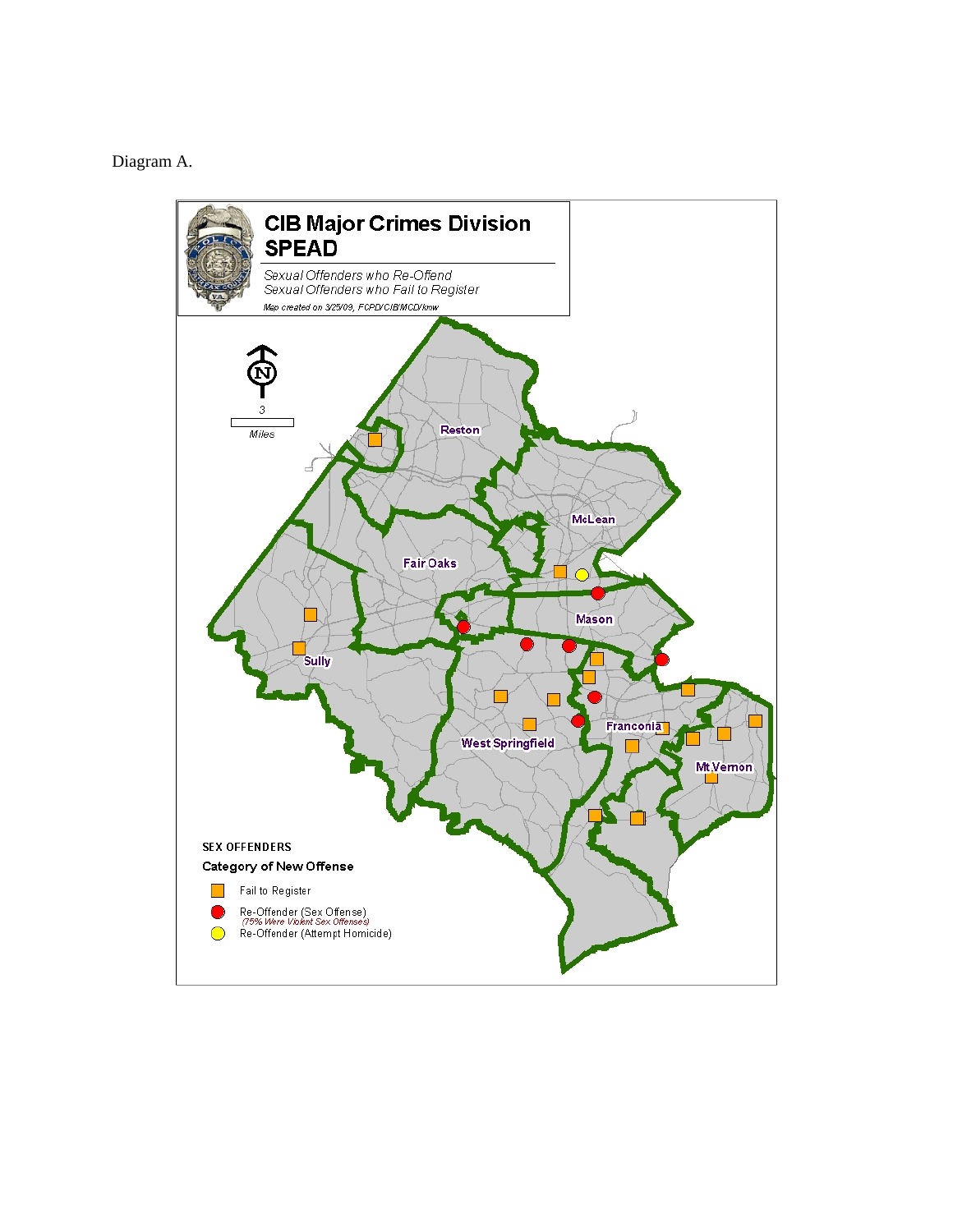Diagram A.

CIB Major Crimes Division
SPEAD

Sexual Offenders who Re-Offend
Sexual Offenders who Fail to Register

Map created on 3/25/09, FCPD/CIB/MCD/kmw

N

3

Miles

Reston

McLean

Fair Oaks

Mason

Sully

West Springfield

Franconia

Mt Vernon

SEX OFFENDERS

Category of New Offense

Fail to Register

Re-Offender (Sex Offense)
(75% Were Violent Sex Offenses)

Re-Offender (Attempt Homicide)